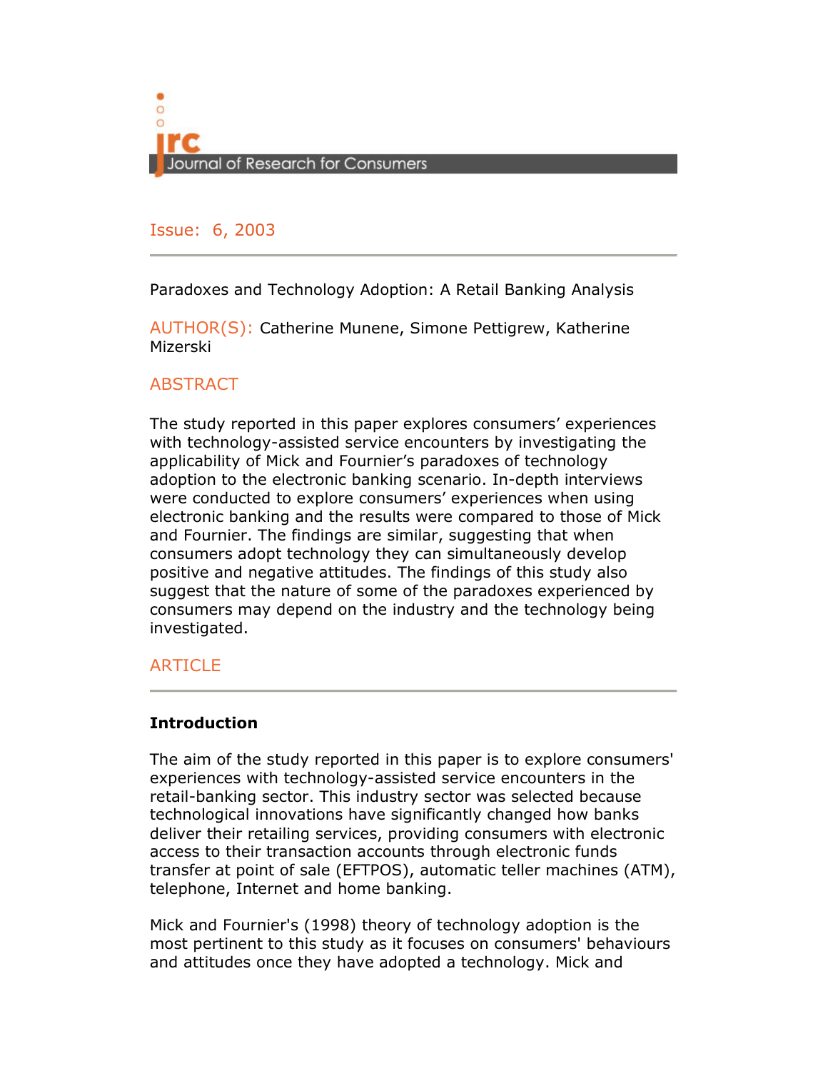# Journal of Research for Consumers

Issue: 6, 2003

Paradoxes and Technology Adoption: A Retail Banking Analysis

AUTHOR(S): Catherine Munene, Simone Pettigrew, Katherine Mizerski

## ABSTRACT

The study reported in this paper explores consumers' experiences with technology-assisted service encounters by investigating the applicability of Mick and Fournier's paradoxes of technology adoption to the electronic banking scenario. In-depth interviews were conducted to explore consumers' experiences when using electronic banking and the results were compared to those of Mick and Fournier. The findings are similar, suggesting that when consumers adopt technology they can simultaneously develop positive and negative attitudes. The findings of this study also suggest that the nature of some of the paradoxes experienced by consumers may depend on the industry and the technology being investigated.

## ARTICLE

### Introduction

The aim of the study reported in this paper is to explore consumers' experiences with technology-assisted service encounters in the retail-banking sector. This industry sector was selected because technological innovations have significantly changed how banks deliver their retailing services, providing consumers with electronic access to their transaction accounts through electronic funds transfer at point of sale (EFTPOS), automatic teller machines (ATM), telephone, Internet and home banking.

Mick and Fournier's (1998) theory of technology adoption is the most pertinent to this study as it focuses on consumers' behaviours and attitudes once they have adopted a technology. Mick and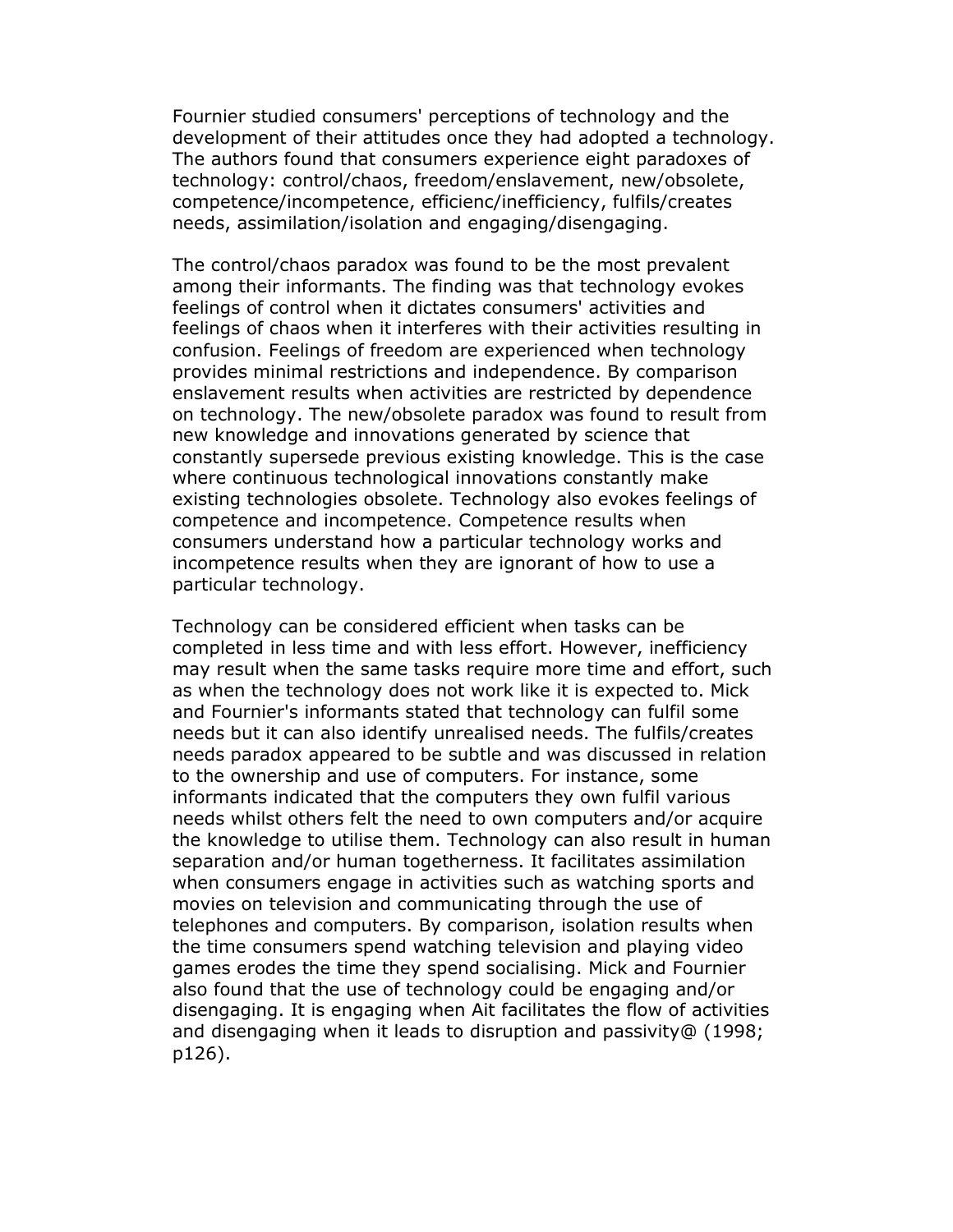Fournier studied consumers' perceptions of technology and the development of their attitudes once they had adopted a technology. The authors found that consumers experience eight paradoxes of technology: control/chaos, freedom/enslavement, new/obsolete, competence/incompetence, efficienc/inefficiency, fulfils/creates needs, assimilation/isolation and engaging/disengaging.

The control/chaos paradox was found to be the most prevalent among their informants. The finding was that technology evokes feelings of control when it dictates consumers' activities and feelings of chaos when it interferes with their activities resulting in confusion. Feelings of freedom are experienced when technology provides minimal restrictions and independence. By comparison enslavement results when activities are restricted by dependence on technology. The new/obsolete paradox was found to result from new knowledge and innovations generated by science that constantly supersede previous existing knowledge. This is the case where continuous technological innovations constantly make existing technologies obsolete. Technology also evokes feelings of competence and incompetence. Competence results when consumers understand how a particular technology works and incompetence results when they are ignorant of how to use a particular technology.

Technology can be considered efficient when tasks can be completed in less time and with less effort. However, inefficiency may result when the same tasks require more time and effort, such as when the technology does not work like it is expected to. Mick and Fournier's informants stated that technology can fulfil some needs but it can also identify unrealised needs. The fulfils/creates needs paradox appeared to be subtle and was discussed in relation to the ownership and use of computers. For instance, some informants indicated that the computers they own fulfil various needs whilst others felt the need to own computers and/or acquire the knowledge to utilise them. Technology can also result in human separation and/or human togetherness. It facilitates assimilation when consumers engage in activities such as watching sports and movies on television and communicating through the use of telephones and computers. By comparison, isolation results when the time consumers spend watching television and playing video games erodes the time they spend socialising. Mick and Fournier also found that the use of technology could be engaging and/or disengaging. It is engaging when Ait facilitates the flow of activities and disengaging when it leads to disruption and passivity@ (1998; p126).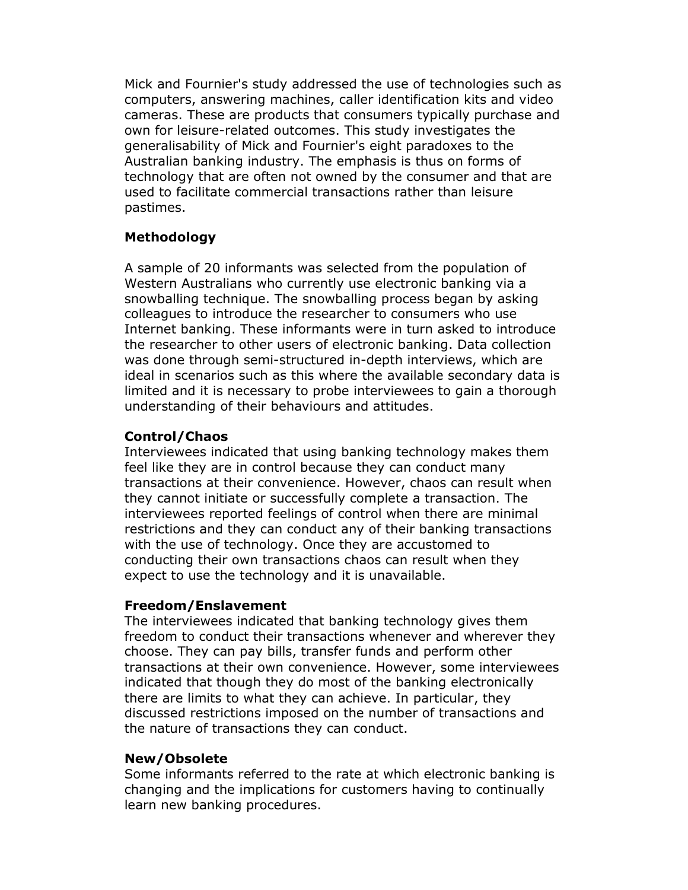Mick and Fournier's study addressed the use of technologies such as computers, answering machines, caller identification kits and video cameras. These are products that consumers typically purchase and own for leisure-related outcomes. This study investigates the generalisability of Mick and Fournier's eight paradoxes to the Australian banking industry. The emphasis is thus on forms of technology that are often not owned by the consumer and that are used to facilitate commercial transactions rather than leisure pastimes.

## Methodology

A sample of 20 informants was selected from the population of Western Australians who currently use electronic banking via a snowballing technique. The snowballing process began by asking colleagues to introduce the researcher to consumers who use Internet banking. These informants were in turn asked to introduce the researcher to other users of electronic banking. Data collection was done through semi-structured in-depth interviews, which are ideal in scenarios such as this where the available secondary data is limited and it is necessary to probe interviewees to gain a thorough understanding of their behaviours and attitudes.

### Control/Chaos

Interviewees indicated that using banking technology makes them feel like they are in control because they can conduct many transactions at their convenience. However, chaos can result when they cannot initiate or successfully complete a transaction. The interviewees reported feelings of control when there are minimal restrictions and they can conduct any of their banking transactions with the use of technology. Once they are accustomed to conducting their own transactions chaos can result when they expect to use the technology and it is unavailable.

### Freedom/Enslavement

The interviewees indicated that banking technology gives them freedom to conduct their transactions whenever and wherever they choose. They can pay bills, transfer funds and perform other transactions at their own convenience. However, some interviewees indicated that though they do most of the banking electronically there are limits to what they can achieve. In particular, they discussed restrictions imposed on the number of transactions and the nature of transactions they can conduct.

### New/Obsolete

Some informants referred to the rate at which electronic banking is changing and the implications for customers having to continually learn new banking procedures.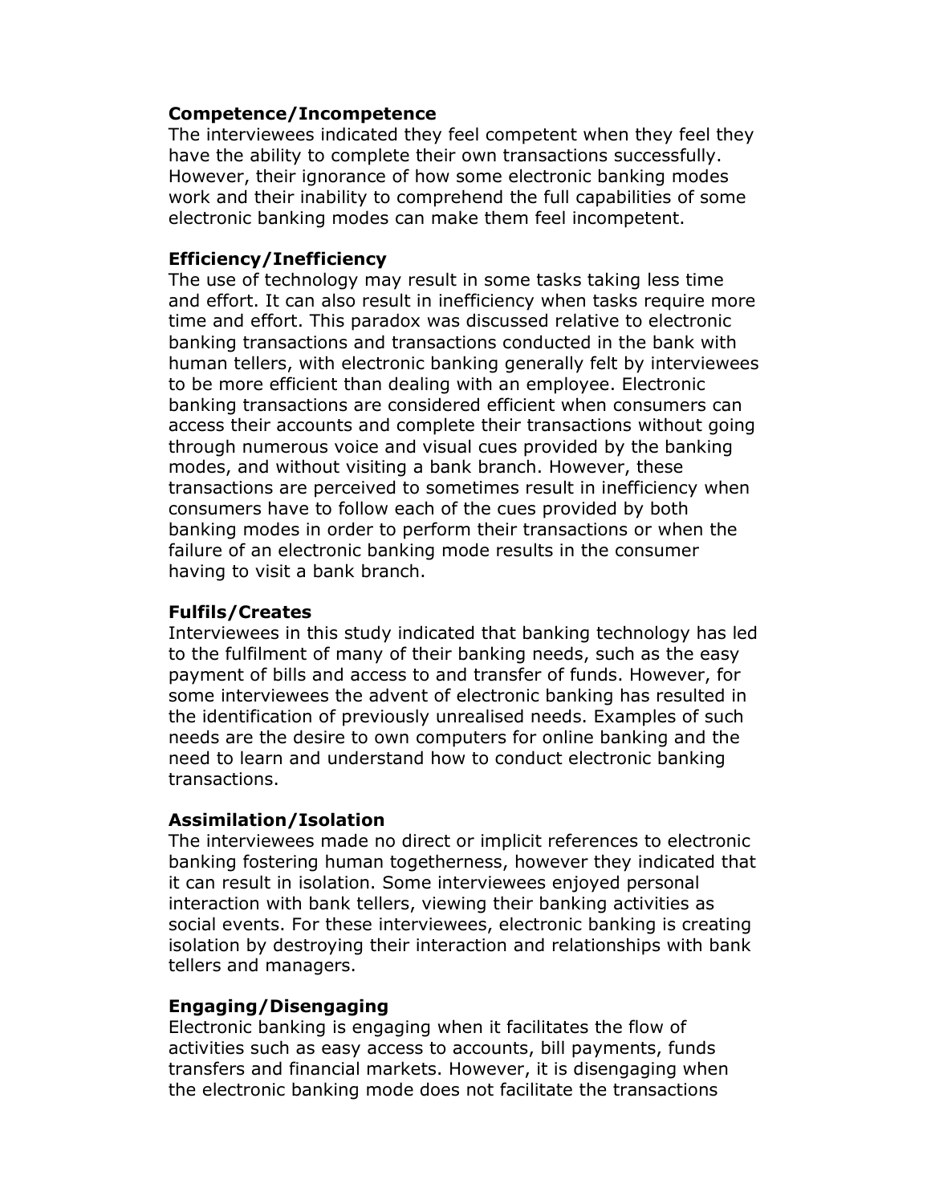**Competence/Incompetence**

The interviewees indicated they feel competent when they feel they have the ability to complete their own transactions successfully. However, their ignorance of how some electronic banking modes work and their inability to comprehend the full capabilities of some electronic banking modes can make them feel incompetent.

**Efficiency/Inefficiency**

The use of technology may result in some tasks taking less time and effort. It can also result in inefficiency when tasks require more time and effort. This paradox was discussed relative to electronic banking transactions and transactions conducted in the bank with human tellers, with electronic banking generally felt by interviewees to be more efficient than dealing with an employee. Electronic banking transactions are considered efficient when consumers can access their accounts and complete their transactions without going through numerous voice and visual cues provided by the banking modes, and without visiting a bank branch. However, these transactions are perceived to sometimes result in inefficiency when consumers have to follow each of the cues provided by both banking modes in order to perform their transactions or when the failure of an electronic banking mode results in the consumer having to visit a bank branch.

**Fulfils/Creates**

Interviewees in this study indicated that banking technology has led to the fulfilment of many of their banking needs, such as the easy payment of bills and access to and transfer of funds. However, for some interviewees the advent of electronic banking has resulted in the identification of previously unrealised needs. Examples of such needs are the desire to own computers for online banking and the need to learn and understand how to conduct electronic banking transactions.

**Assimilation/Isolation**

The interviewees made no direct or implicit references to electronic banking fostering human togetherness, however they indicated that it can result in isolation. Some interviewees enjoyed personal interaction with bank tellers, viewing their banking activities as social events. For these interviewees, electronic banking is creating isolation by destroying their interaction and relationships with bank tellers and managers.

**Engaging/Disengaging**

Electronic banking is engaging when it facilitates the flow of activities such as easy access to accounts, bill payments, funds transfers and financial markets. However, it is disengaging when the electronic banking mode does not facilitate the transactions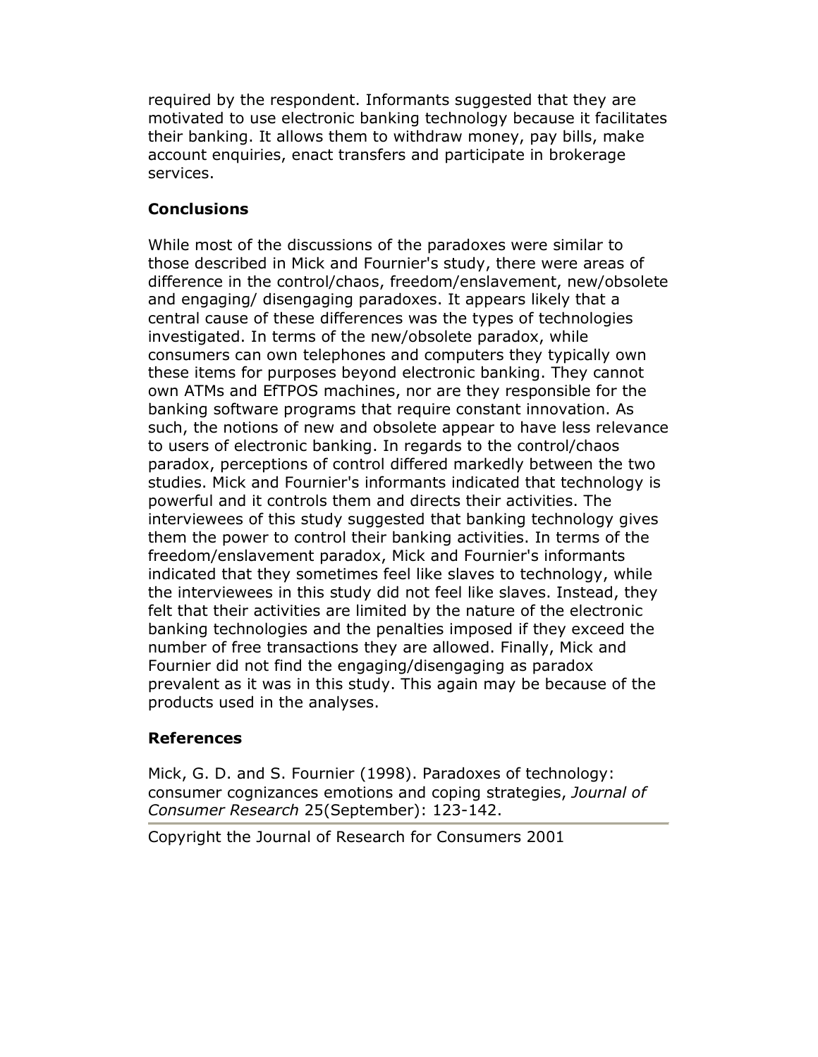required by the respondent. Informants suggested that they are motivated to use electronic banking technology because it facilitates their banking. It allows them to withdraw money, pay bills, make account enquiries, enact transfers and participate in brokerage services.

## Conclusions

While most of the discussions of the paradoxes were similar to those described in Mick and Fournier's study, there were areas of difference in the control/chaos, freedom/enslavement, new/obsolete and engaging/ disengaging paradoxes. It appears likely that a central cause of these differences was the types of technologies investigated. In terms of the new/obsolete paradox, while consumers can own telephones and computers they typically own these items for purposes beyond electronic banking. They cannot own ATMs and EfTPOS machines, nor are they responsible for the banking software programs that require constant innovation. As such, the notions of new and obsolete appear to have less relevance to users of electronic banking. In regards to the control/chaos paradox, perceptions of control differed markedly between the two studies. Mick and Fournier's informants indicated that technology is powerful and it controls them and directs their activities. The interviewees of this study suggested that banking technology gives them the power to control their banking activities. In terms of the freedom/enslavement paradox, Mick and Fournier's informants indicated that they sometimes feel like slaves to technology, while the interviewees in this study did not feel like slaves. Instead, they felt that their activities are limited by the nature of the electronic banking technologies and the penalties imposed if they exceed the number of free transactions they are allowed. Finally, Mick and Fournier did not find the engaging/disengaging as paradox prevalent as it was in this study. This again may be because of the products used in the analyses.

## References

Mick, G. D. and S. Fournier (1998). Paradoxes of technology: consumer cognizances emotions and coping strategies, *Journal of Consumer Research* 25(September): 123-142.

Copyright the Journal of Research for Consumers 2001